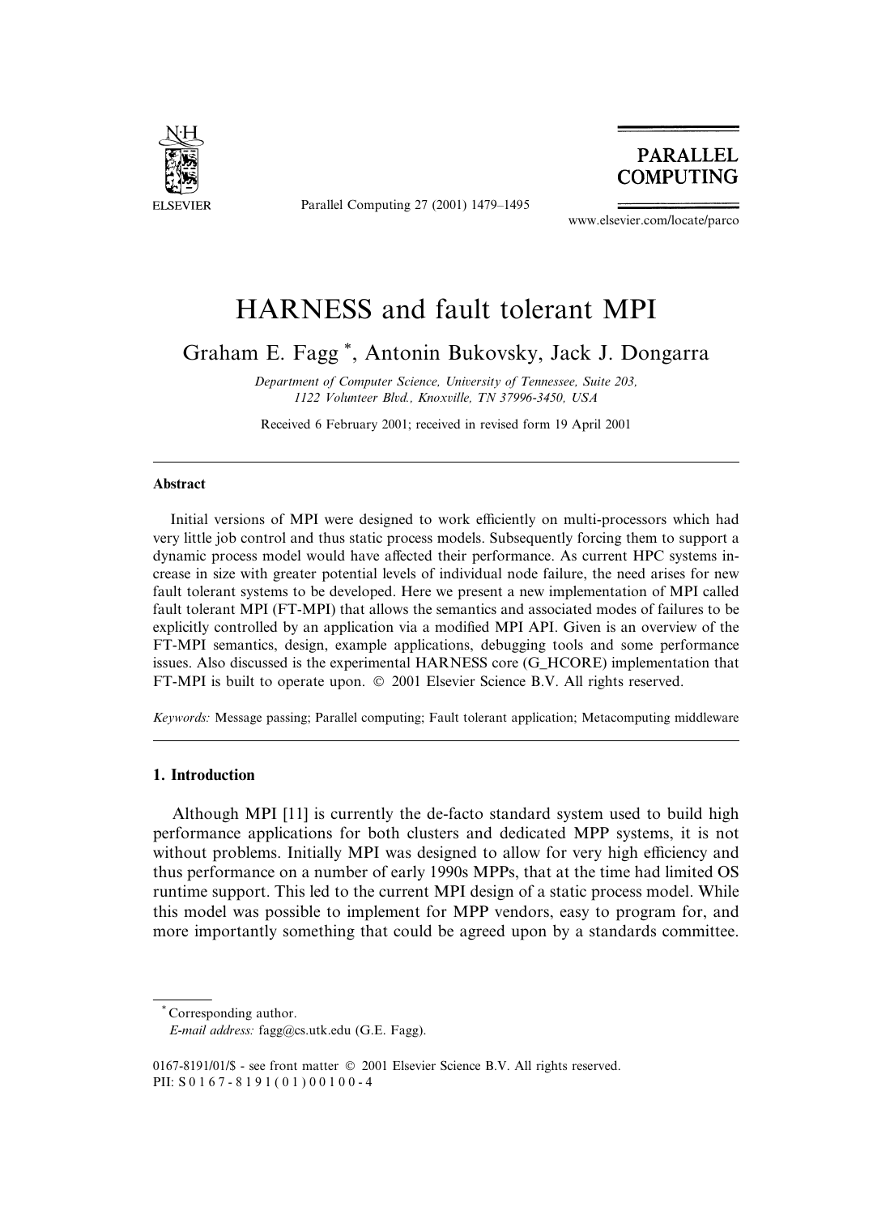# HARNESS and fault tolerant MPI

Graham E. Fagg *, Antonin Bukovsky, Jack J. Dongarra

*Department of Computer Science, University of Tennessee, Suite 203, 1122 Volunteer Blvd., Knoxville, TN 37996-3450, USA*

Received 6 February 2001; received in revised form 19 April 2001

## Abstract

Initial versions of MPI were designed to work efficiently on multi-processors which had very little job control and thus static process models. Subsequently forcing them to support a dynamic process model would have affected their performance. As current HPC systems increase in size with greater potential levels of individual node failure, the need arises for new fault tolerant systems to be developed. Here we present a new implementation of MPI called fault tolerant MPI (FT-MPI) that allows the semantics and associated modes of failures to be explicitly controlled by an application via a modified MPI API. Given is an overview of the FT-MPI semantics, design, example applications, debugging tools and some performance issues. Also discussed is the experimental HARNESS core (G_HCORE) implementation that FT-MPI is built to operate upon. © 2001 Elsevier Science B.V. All rights reserved.

*Keywords:* Message passing; Parallel computing; Fault tolerant application; Metacomputing middleware

## 1. Introduction

Although MPI [11] is currently the de-facto standard system used to build high performance applications for both clusters and dedicated MPP systems, it is not without problems. Initially MPI was designed to allow for very high efficiency and thus performance on a number of early 1990s MPPs, that at the time had limited OS runtime support. This led to the current MPI design of a static process model. While this model was possible to implement for MPP vendors, easy to program for, and more importantly something that could be agreed upon by a standards committee.

* Corresponding author.
*E-mail address:* fagg@cs.utk.edu (G.E. Fagg).

0167-8191/01/$ - see front matter © 2001 Elsevier Science B.V. All rights reserved.
PII: S 0 1 6 7 - 8 1 9 1 ( 0 1 ) 0 0 1 0 0 - 4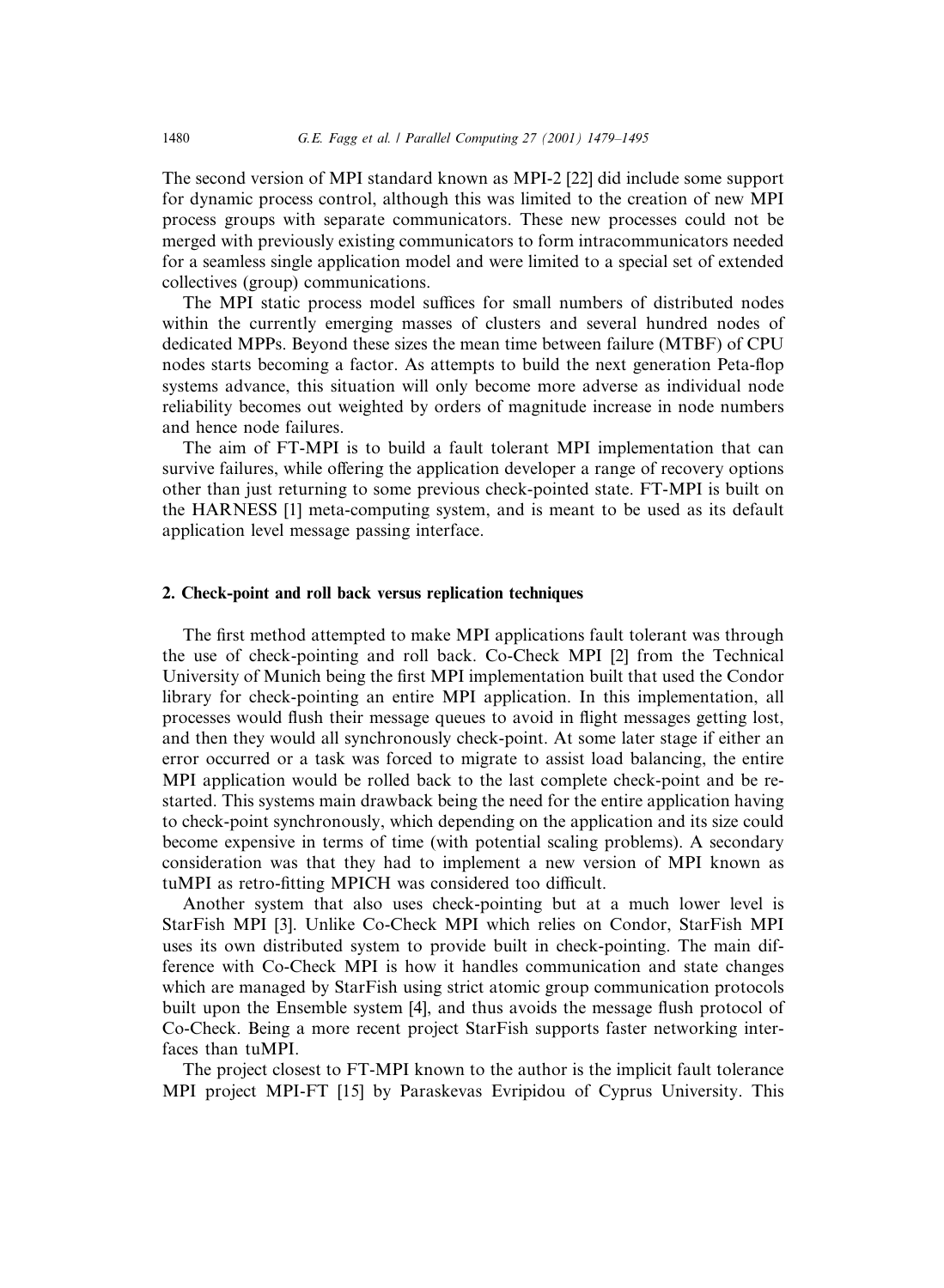The second version of MPI standard known as MPI-2 [22] did include some support for dynamic process control, although this was limited to the creation of new MPI process groups with separate communicators. These new processes could not be merged with previously existing communicators to form intracommunicators needed for a seamless single application model and were limited to a special set of extended collectives (group) communications.

The MPI static process model suffices for small numbers of distributed nodes within the currently emerging masses of clusters and several hundred nodes of dedicated MPPs. Beyond these sizes the mean time between failure (MTBF) of CPU nodes starts becoming a factor. As attempts to build the next generation Peta-flop systems advance, this situation will only become more adverse as individual node reliability becomes out weighted by orders of magnitude increase in node numbers and hence node failures.

The aim of FT-MPI is to build a fault tolerant MPI implementation that can survive failures, while offering the application developer a range of recovery options other than just returning to some previous check-pointed state. FT-MPI is built on the HARNESS [1] meta-computing system, and is meant to be used as its default application level message passing interface.

## 2. Check-point and roll back versus replication techniques

The first method attempted to make MPI applications fault tolerant was through the use of check-pointing and roll back. Co-Check MPI [2] from the Technical University of Munich being the first MPI implementation built that used the Condor library for check-pointing an entire MPI application. In this implementation, all processes would flush their message queues to avoid in flight messages getting lost, and then they would all synchronously check-point. At some later stage if either an error occurred or a task was forced to migrate to assist load balancing, the entire MPI application would be rolled back to the last complete check-point and be restarted. This systems main drawback being the need for the entire application having to check-point synchronously, which depending on the application and its size could become expensive in terms of time (with potential scaling problems). A secondary consideration was that they had to implement a new version of MPI known as tuMPI as retro-fitting MPICH was considered too difficult.

Another system that also uses check-pointing but at a much lower level is StarFish MPI [3]. Unlike Co-Check MPI which relies on Condor, StarFish MPI uses its own distributed system to provide built in check-pointing. The main difference with Co-Check MPI is how it handles communication and state changes which are managed by StarFish using strict atomic group communication protocols built upon the Ensemble system [4], and thus avoids the message flush protocol of Co-Check. Being a more recent project StarFish supports faster networking interfaces than tuMPI.

The project closest to FT-MPI known to the author is the implicit fault tolerance MPI project MPI-FT [15] by Paraskevas Evripidou of Cyprus University. This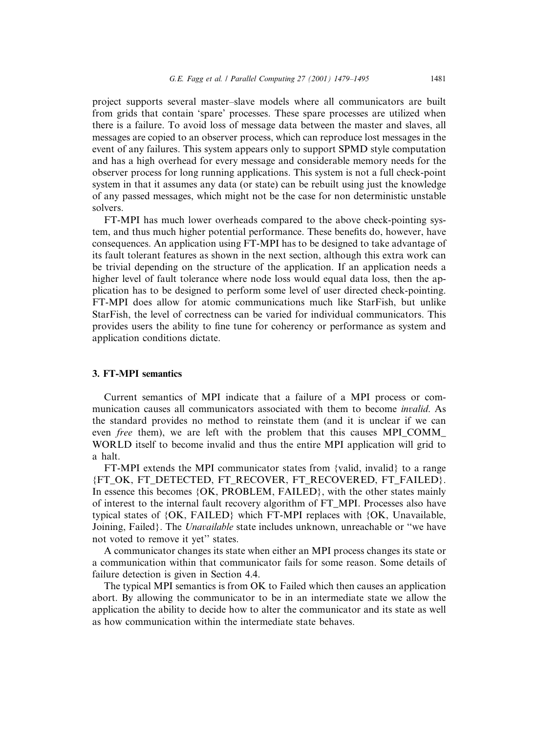project supports several master–slave models where all communicators are built from grids that contain 'spare' processes. These spare processes are utilized when there is a failure. To avoid loss of message data between the master and slaves, all messages are copied to an observer process, which can reproduce lost messages in the event of any failures. This system appears only to support SPMD style computation and has a high overhead for every message and considerable memory needs for the observer process for long running applications. This system is not a full check-point system in that it assumes any data (or state) can be rebuilt using just the knowledge of any passed messages, which might not be the case for non deterministic unstable solvers.

FT-MPI has much lower overheads compared to the above check-pointing system, and thus much higher potential performance. These benefits do, however, have consequences. An application using FT-MPI has to be designed to take advantage of its fault tolerant features as shown in the next section, although this extra work can be trivial depending on the structure of the application. If an application needs a higher level of fault tolerance where node loss would equal data loss, then the application has to be designed to perform some level of user directed check-pointing. FT-MPI does allow for atomic communications much like StarFish, but unlike StarFish, the level of correctness can be varied for individual communicators. This provides users the ability to fine tune for coherency or performance as system and application conditions dictate.

## 3. FT-MPI semantics

Current semantics of MPI indicate that a failure of a MPI process or communication causes all communicators associated with them to become *invalid*. As the standard provides no method to reinstate them (and it is unclear if we can even *free* them), we are left with the problem that this causes MPI_COMM_WORLD itself to become invalid and thus the entire MPI application will grid to a halt.

FT-MPI extends the MPI communicator states from {valid, invalid} to a range {FT_OK, FT_DETECTED, FT_RECOVER, FT_RECOVERED, FT_FAILED}. In essence this becomes {OK, PROBLEM, FAILED}, with the other states mainly of interest to the internal fault recovery algorithm of FT_MPI. Processes also have typical states of {OK, FAILED} which FT-MPI replaces with {OK, Unavailable, Joining, Failed}. The *Unavailable* state includes unknown, unreachable or "we have not voted to remove it yet" states.

A communicator changes its state when either an MPI process changes its state or a communication within that communicator fails for some reason. Some details of failure detection is given in Section 4.4.

The typical MPI semantics is from OK to Failed which then causes an application abort. By allowing the communicator to be in an intermediate state we allow the application the ability to decide how to alter the communicator and its state as well as how communication within the intermediate state behaves.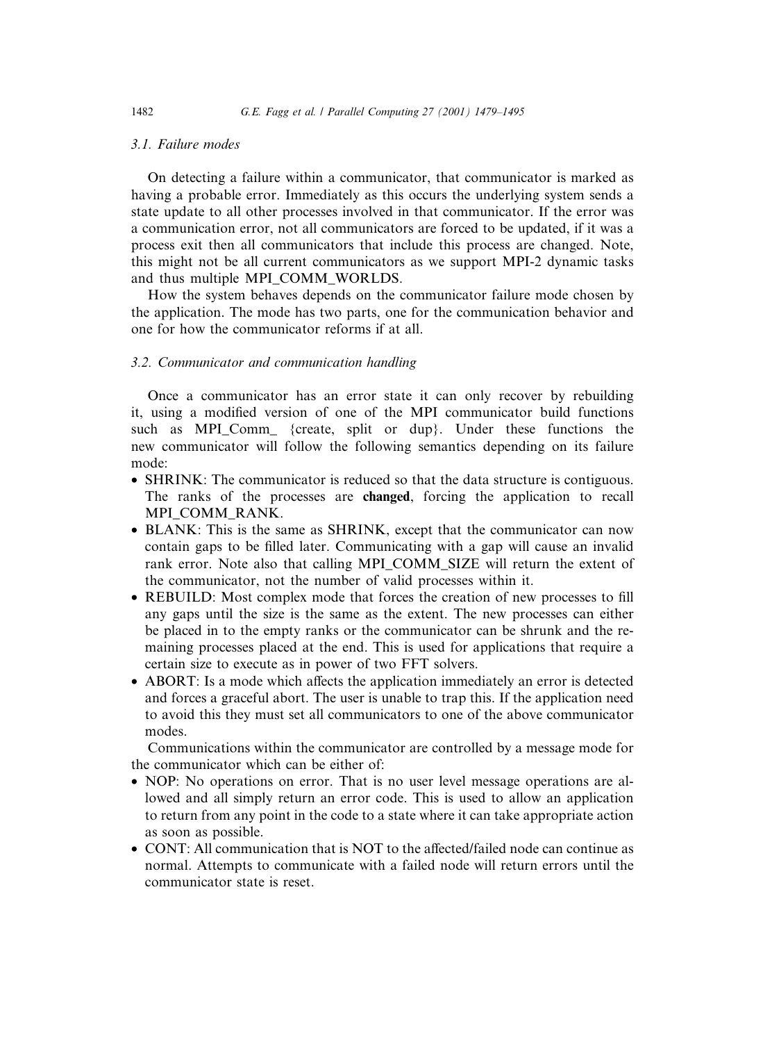### 3.1. Failure modes

On detecting a failure within a communicator, that communicator is marked as having a probable error. Immediately as this occurs the underlying system sends a state update to all other processes involved in that communicator. If the error was a communication error, not all communicators are forced to be updated, if it was a process exit then all communicators that include this process are changed. Note, this might not be all current communicators as we support MPI-2 dynamic tasks and thus multiple MPI_COMM_WORLDS.

How the system behaves depends on the communicator failure mode chosen by the application. The mode has two parts, one for the communication behavior and one for how the communicator reforms if at all.

### 3.2. Communicator and communication handling

Once a communicator has an error state it can only recover by rebuilding it, using a modified version of one of the MPI communicator build functions such as MPI_Comm_ {create, split or dup}. Under these functions the new communicator will follow the following semantics depending on its failure mode:

- SHRINK: The communicator is reduced so that the data structure is contiguous. The ranks of the processes are **changed**, forcing the application to recall MPI_COMM_RANK.
- BLANK: This is the same as SHRINK, except that the communicator can now contain gaps to be filled later. Communicating with a gap will cause an invalid rank error. Note also that calling MPI_COMM_SIZE will return the extent of the communicator, not the number of valid processes within it.
- REBUILD: Most complex mode that forces the creation of new processes to fill any gaps until the size is the same as the extent. The new processes can either be placed in to the empty ranks or the communicator can be shrunk and the remaining processes placed at the end. This is used for applications that require a certain size to execute as in power of two FFT solvers.
- ABORT: Is a mode which affects the application immediately an error is detected and forces a graceful abort. The user is unable to trap this. If the application need to avoid this they must set all communicators to one of the above communicator modes.

Communications within the communicator are controlled by a message mode for the communicator which can be either of:

- NOP: No operations on error. That is no user level message operations are allowed and all simply return an error code. This is used to allow an application to return from any point in the code to a state where it can take appropriate action as soon as possible.
- CONT: All communication that is NOT to the affected/failed node can continue as normal. Attempts to communicate with a failed node will return errors until the communicator state is reset.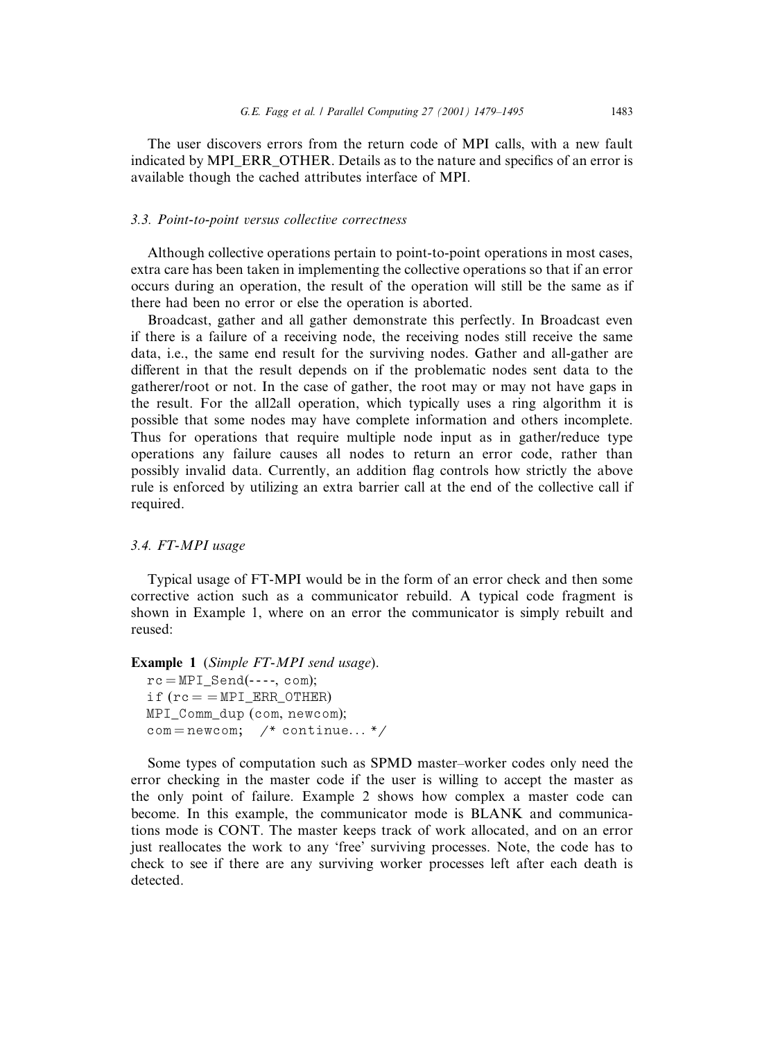The user discovers errors from the return code of MPI calls, with a new fault indicated by MPI_ERR_OTHER. Details as to the nature and specifics of an error is available though the cached attributes interface of MPI.

### 3.3. Point-to-point versus collective correctness

Although collective operations pertain to point-to-point operations in most cases, extra care has been taken in implementing the collective operations so that if an error occurs during an operation, the result of the operation will still be the same as if there had been no error or else the operation is aborted.

Broadcast, gather and all gather demonstrate this perfectly. In Broadcast even if there is a failure of a receiving node, the receiving nodes still receive the same data, i.e., the same end result for the surviving nodes. Gather and all-gather are different in that the result depends on if the problematic nodes sent data to the gatherer/root or not. In the case of gather, the root may or may not have gaps in the result. For the all2all operation, which typically uses a ring algorithm it is possible that some nodes may have complete information and others incomplete. Thus for operations that require multiple node input as in gather/reduce type operations any failure causes all nodes to return an error code, rather than possibly invalid data. Currently, an addition flag controls how strictly the above rule is enforced by utilizing an extra barrier call at the end of the collective call if required.

### 3.4. FT-MPI usage

Typical usage of FT-MPI would be in the form of an error check and then some corrective action such as a communicator rebuild. A typical code fragment is shown in Example 1, where on an error the communicator is simply rebuilt and reused:

**Example 1** (*Simple FT-MPI send usage*).

```
rc = MPI_Send(----, com);
if (rc = = MPI_ERR_OTHER)
MPI_Comm_dup (com, newcom);
com = newcom;  /* continue... */
```

Some types of computation such as SPMD master–worker codes only need the error checking in the master code if the user is willing to accept the master as the only point of failure. Example 2 shows how complex a master code can become. In this example, the communicator mode is BLANK and communications mode is CONT. The master keeps track of work allocated, and on an error just reallocates the work to any 'free' surviving processes. Note, the code has to check to see if there are any surviving worker processes left after each death is detected.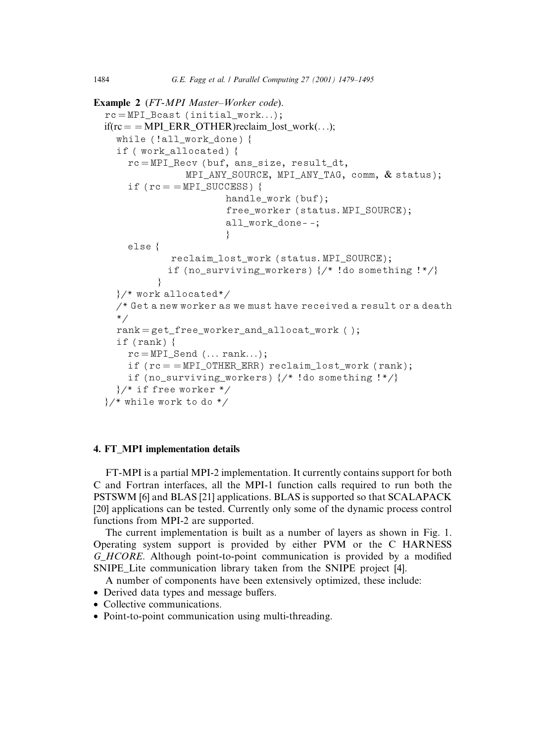**Example 2** (*FT-MPI Master–Worker code*).

```
rc = MPI_Bcast (initial_work...);
if(rc = = MPI_ERR_OTHER)reclaim_lost_work(...);
  while (!all_work_done) {
  if ( work_allocated) {
    rc = MPI_Recv (buf, ans_size, result_dt,
              MPI_ANY_SOURCE, MPI_ANY_TAG, comm, & status);
    if (rc = = MPI_SUCCESS) {
                      handle_work (buf);
                      free_worker (status. MPI_SOURCE);
                      all_work_done- -;
                      }
    else {
           reclaim_lost_work (status. MPI_SOURCE);
           if (no_surviving_workers) {/* !do something !*/}
         }
  }/* work allocated*/
  /* Get a new worker as we must have received a result or a death
  */
  rank = get_free_worker_and_allocat_work ( );
  if (rank) {
    rc = MPI_Send (... rank...);
    if (rc = = MPI_OTHER_ERR) reclaim_lost_work (rank);
    if (no_surviving_workers) {/* !do something !*/}
  }/* if free worker */
}/* while work to do */
```

## 4. FT_MPI implementation details

FT-MPI is a partial MPI-2 implementation. It currently contains support for both C and Fortran interfaces, all the MPI-1 function calls required to run both the PSTSWM [6] and BLAS [21] applications. BLAS is supported so that SCALAPACK [20] applications can be tested. Currently only some of the dynamic process control functions from MPI-2 are supported.

The current implementation is built as a number of layers as shown in Fig. 1. Operating system support is provided by either PVM or the C HARNESS *G_HCORE*. Although point-to-point communication is provided by a modified SNIPE_Lite communication library taken from the SNIPE project [4].

A number of components have been extensively optimized, these include:

- Derived data types and message buffers.
- Collective communications.
- Point-to-point communication using multi-threading.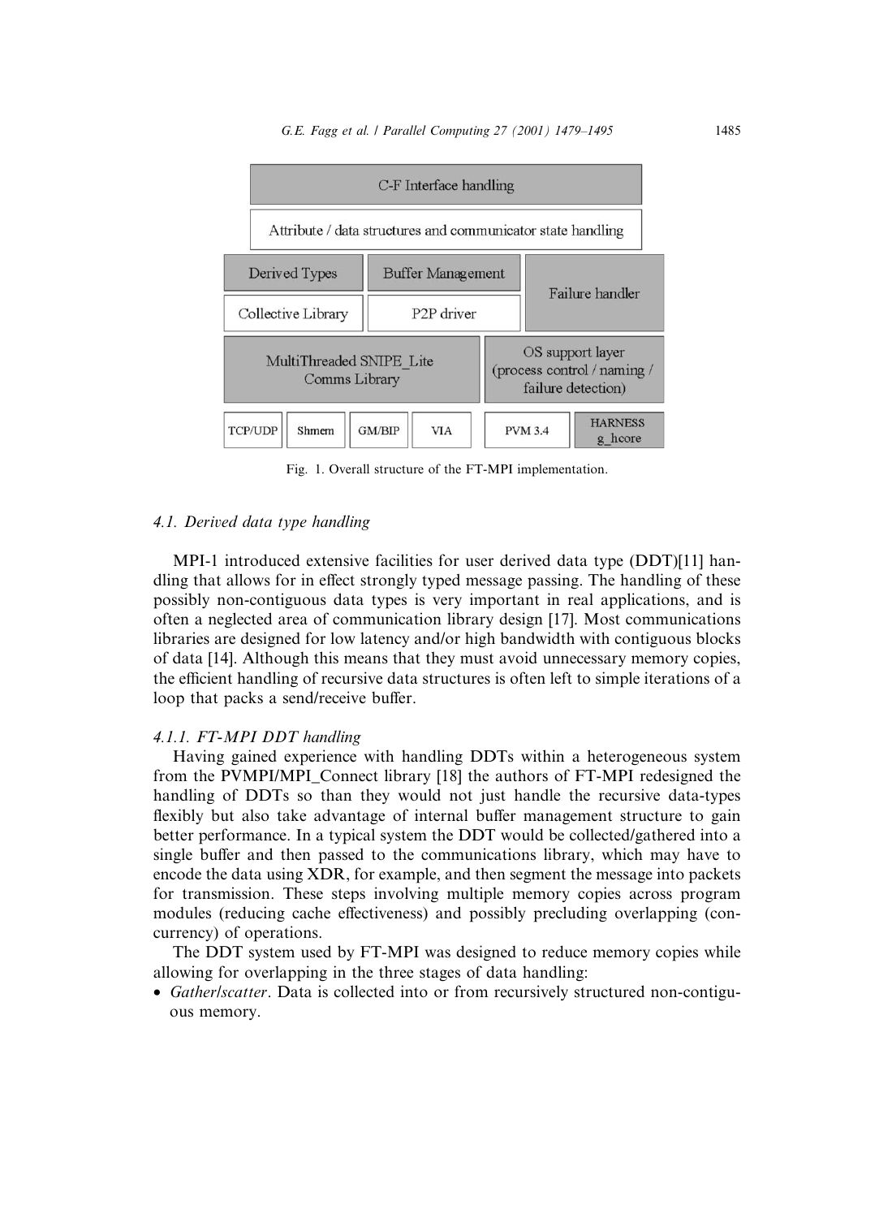Fig. 1. Overall structure of the FT-MPI implementation.

#### 4.1. Derived data type handling

MPI-1 introduced extensive facilities for user derived data type (DDT)[11] handling that allows for in effect strongly typed message passing. The handling of these possibly non-contiguous data types is very important in real applications, and is often a neglected area of communication library design [17]. Most communications libraries are designed for low latency and/or high bandwidth with contiguous blocks of data [14]. Although this means that they must avoid unnecessary memory copies, the efficient handling of recursive data structures is often left to simple iterations of a loop that packs a send/receive buffer.

##### 4.1.1. FT-MPI DDT handling

Having gained experience with handling DDTs within a heterogeneous system from the PVMPI/MPI_Connect library [18] the authors of FT-MPI redesigned the handling of DDTs so than they would not just handle the recursive data-types flexibly but also take advantage of internal buffer management structure to gain better performance. In a typical system the DDT would be collected/gathered into a single buffer and then passed to the communications library, which may have to encode the data using XDR, for example, and then segment the message into packets for transmission. These steps involving multiple memory copies across program modules (reducing cache effectiveness) and possibly precluding overlapping (concurrency) of operations.

The DDT system used by FT-MPI was designed to reduce memory copies while allowing for overlapping in the three stages of data handling:

- *Gather/scatter*. Data is collected into or from recursively structured non-contiguous memory.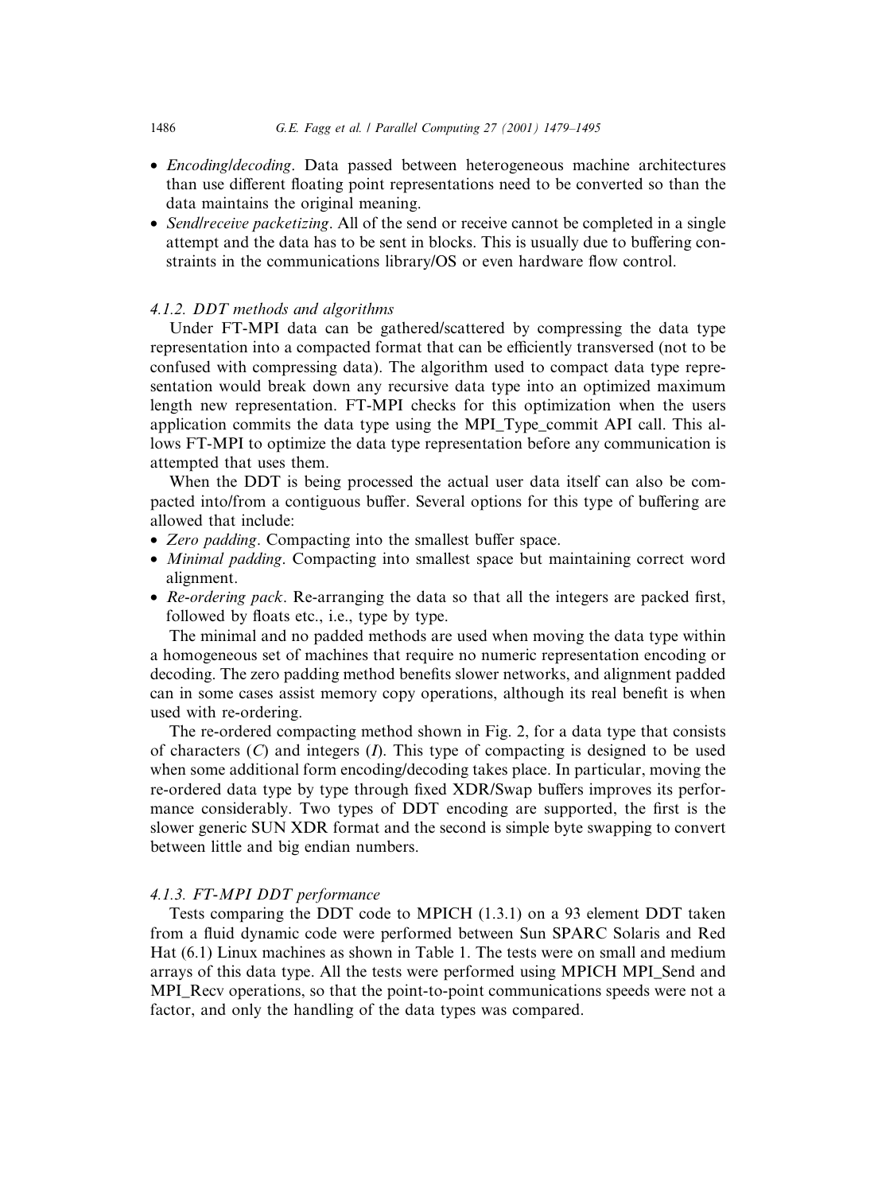- *Encoding/decoding*. Data passed between heterogeneous machine architectures than use different floating point representations need to be converted so than the data maintains the original meaning.
- *Send/receive packetizing*. All of the send or receive cannot be completed in a single attempt and the data has to be sent in blocks. This is usually due to buffering constraints in the communications library/OS or even hardware flow control.

#### 4.1.2. DDT methods and algorithms

Under FT-MPI data can be gathered/scattered by compressing the data type representation into a compacted format that can be efficiently transversed (not to be confused with compressing data). The algorithm used to compact data type representation would break down any recursive data type into an optimized maximum length new representation. FT-MPI checks for this optimization when the users application commits the data type using the MPI_Type_commit API call. This allows FT-MPI to optimize the data type representation before any communication is attempted that uses them.

When the DDT is being processed the actual user data itself can also be compacted into/from a contiguous buffer. Several options for this type of buffering are allowed that include:

- *Zero padding*. Compacting into the smallest buffer space.
- *Minimal padding*. Compacting into smallest space but maintaining correct word alignment.
- *Re-ordering pack*. Re-arranging the data so that all the integers are packed first, followed by floats etc., i.e., type by type.

The minimal and no padded methods are used when moving the data type within a homogeneous set of machines that require no numeric representation encoding or decoding. The zero padding method benefits slower networks, and alignment padded can in some cases assist memory copy operations, although its real benefit is when used with re-ordering.

The re-ordered compacting method shown in Fig. 2, for a data type that consists of characters ($C$) and integers ($I$). This type of compacting is designed to be used when some additional form encoding/decoding takes place. In particular, moving the re-ordered data type by type through fixed XDR/Swap buffers improves its performance considerably. Two types of DDT encoding are supported, the first is the slower generic SUN XDR format and the second is simple byte swapping to convert between little and big endian numbers.

#### 4.1.3. FT-MPI DDT performance

Tests comparing the DDT code to MPICH (1.3.1) on a 93 element DDT taken from a fluid dynamic code were performed between Sun SPARC Solaris and Red Hat (6.1) Linux machines as shown in Table 1. The tests were on small and medium arrays of this data type. All the tests were performed using MPICH MPI_Send and MPI_Recv operations, so that the point-to-point communications speeds were not a factor, and only the handling of the data types was compared.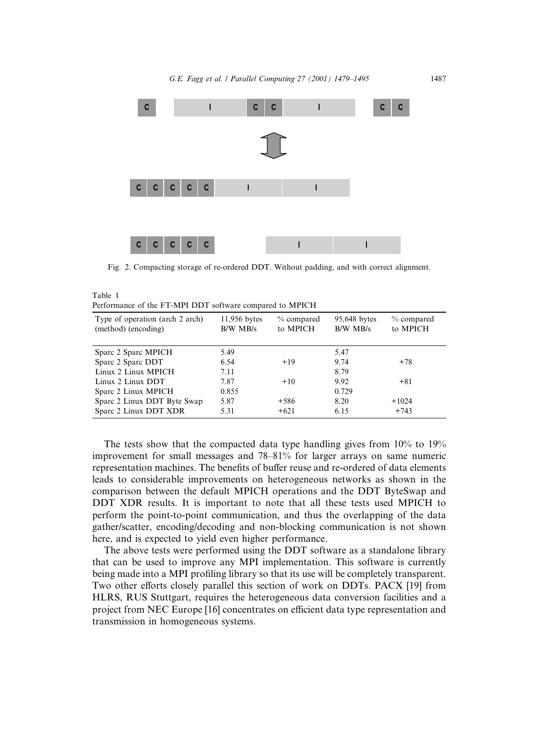Fig. 2. Compacting storage of re-ordered DDT. Without padding, and with correct alignment.

Table 1
Performance of the FT-MPI DDT software compared to MPICH

| Type of operation (arch 2 arch) (method) (encoding) | 11,956 bytes B/W MB/s | % compared to MPICH | 95,648 bytes B/W MB/s | % compared to MPICH |
|---|---|---|---|---|
| Sparc 2 Sparc MPICH | 5.49 | | 5.47 | |
| Sparc 2 Sparc DDT | 6.54 | +19 | 9.74 | +78 |
| Linux 2 Linux MPICH | 7.11 | | 8.79 | |
| Linux 2 Linux DDT | 7.87 | +10 | 9.92 | +81 |
| Sparc 2 Linux MPICH | 0.855 | | 0.729 | |
| Sparc 2 Linux DDT Byte Swap | 5.87 | +586 | 8.20 | +1024 |
| Sparc 2 Linux DDT XDR | 5.31 | +621 | 6.15 | +743 |

The tests show that the compacted data type handling gives from 10% to 19% improvement for small messages and 78–81% for larger arrays on same numeric representation machines. The benefits of buffer reuse and re-ordered of data elements leads to considerable improvements on heterogeneous networks as shown in the comparison between the default MPICH operations and the DDT ByteSwap and DDT XDR results. It is important to note that all these tests used MPICH to perform the point-to-point communication, and thus the overlapping of the data gather/scatter, encoding/decoding and non-blocking communication is not shown here, and is expected to yield even higher performance.

The above tests were performed using the DDT software as a standalone library that can be used to improve any MPI implementation. This software is currently being made into a MPI profiling library so that its use will be completely transparent. Two other efforts closely parallel this section of work on DDTs. PACX [19] from HLRS, RUS Stuttgart, requires the heterogeneous data conversion facilities and a project from NEC Europe [16] concentrates on efficient data type representation and transmission in homogeneous systems.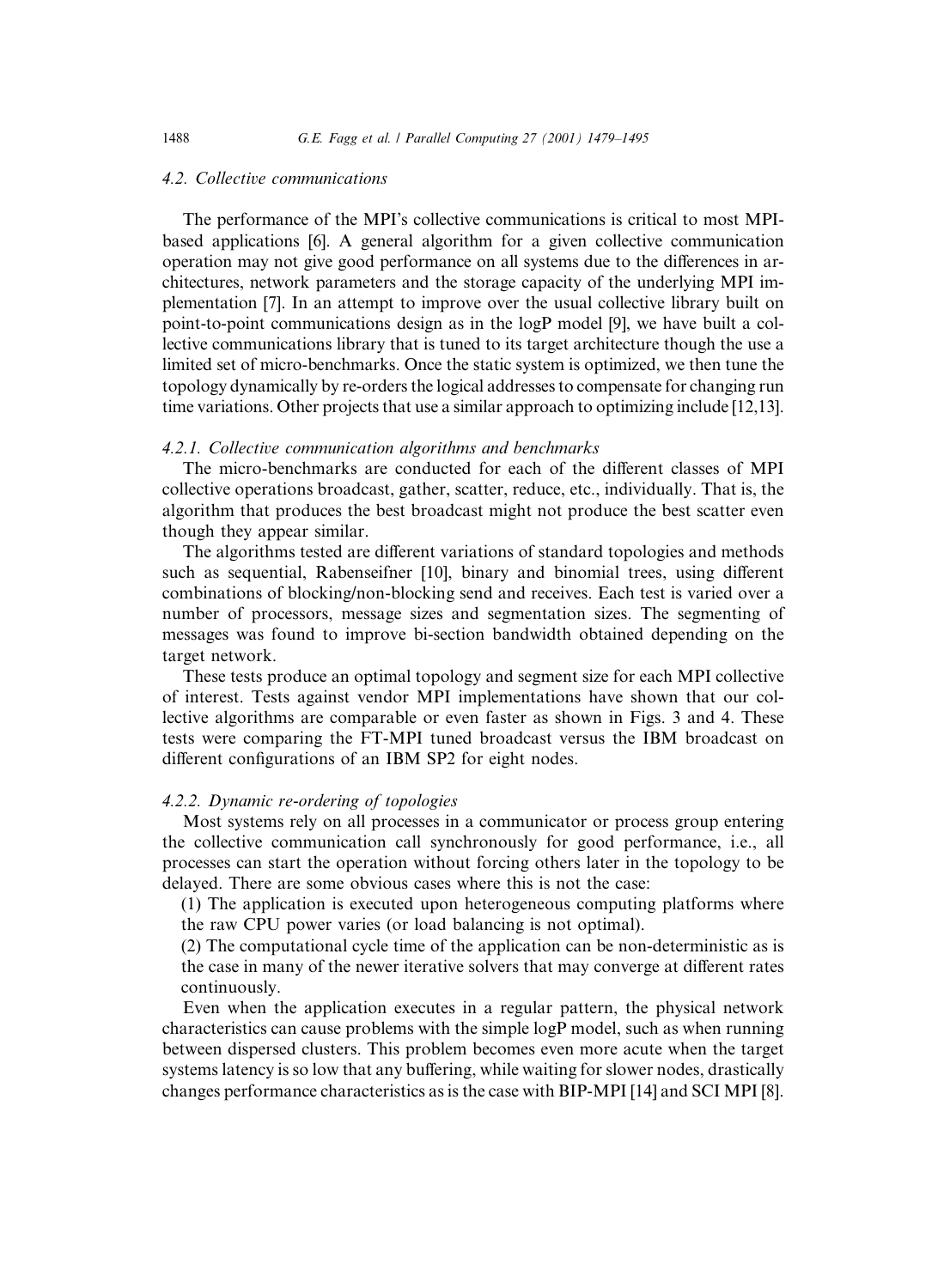### 4.2. Collective communications

The performance of the MPI's collective communications is critical to most MPI-based applications [6]. A general algorithm for a given collective communication operation may not give good performance on all systems due to the differences in architectures, network parameters and the storage capacity of the underlying MPI implementation [7]. In an attempt to improve over the usual collective library built on point-to-point communications design as in the logP model [9], we have built a collective communications library that is tuned to its target architecture though the use a limited set of micro-benchmarks. Once the static system is optimized, we then tune the topology dynamically by re-orders the logical addresses to compensate for changing run time variations. Other projects that use a similar approach to optimizing include [12,13].

#### 4.2.1. Collective communication algorithms and benchmarks

The micro-benchmarks are conducted for each of the different classes of MPI collective operations broadcast, gather, scatter, reduce, etc., individually. That is, the algorithm that produces the best broadcast might not produce the best scatter even though they appear similar.

The algorithms tested are different variations of standard topologies and methods such as sequential, Rabenseifner [10], binary and binomial trees, using different combinations of blocking/non-blocking send and receives. Each test is varied over a number of processors, message sizes and segmentation sizes. The segmenting of messages was found to improve bi-section bandwidth obtained depending on the target network.

These tests produce an optimal topology and segment size for each MPI collective of interest. Tests against vendor MPI implementations have shown that our collective algorithms are comparable or even faster as shown in Figs. 3 and 4. These tests were comparing the FT-MPI tuned broadcast versus the IBM broadcast on different configurations of an IBM SP2 for eight nodes.

#### 4.2.2. Dynamic re-ordering of topologies

Most systems rely on all processes in a communicator or process group entering the collective communication call synchronously for good performance, i.e., all processes can start the operation without forcing others later in the topology to be delayed. There are some obvious cases where this is not the case:

(1) The application is executed upon heterogeneous computing platforms where the raw CPU power varies (or load balancing is not optimal).

(2) The computational cycle time of the application can be non-deterministic as is the case in many of the newer iterative solvers that may converge at different rates continuously.

Even when the application executes in a regular pattern, the physical network characteristics can cause problems with the simple logP model, such as when running between dispersed clusters. This problem becomes even more acute when the target systems latency is so low that any buffering, while waiting for slower nodes, drastically changes performance characteristics as is the case with BIP-MPI [14] and SCI MPI [8].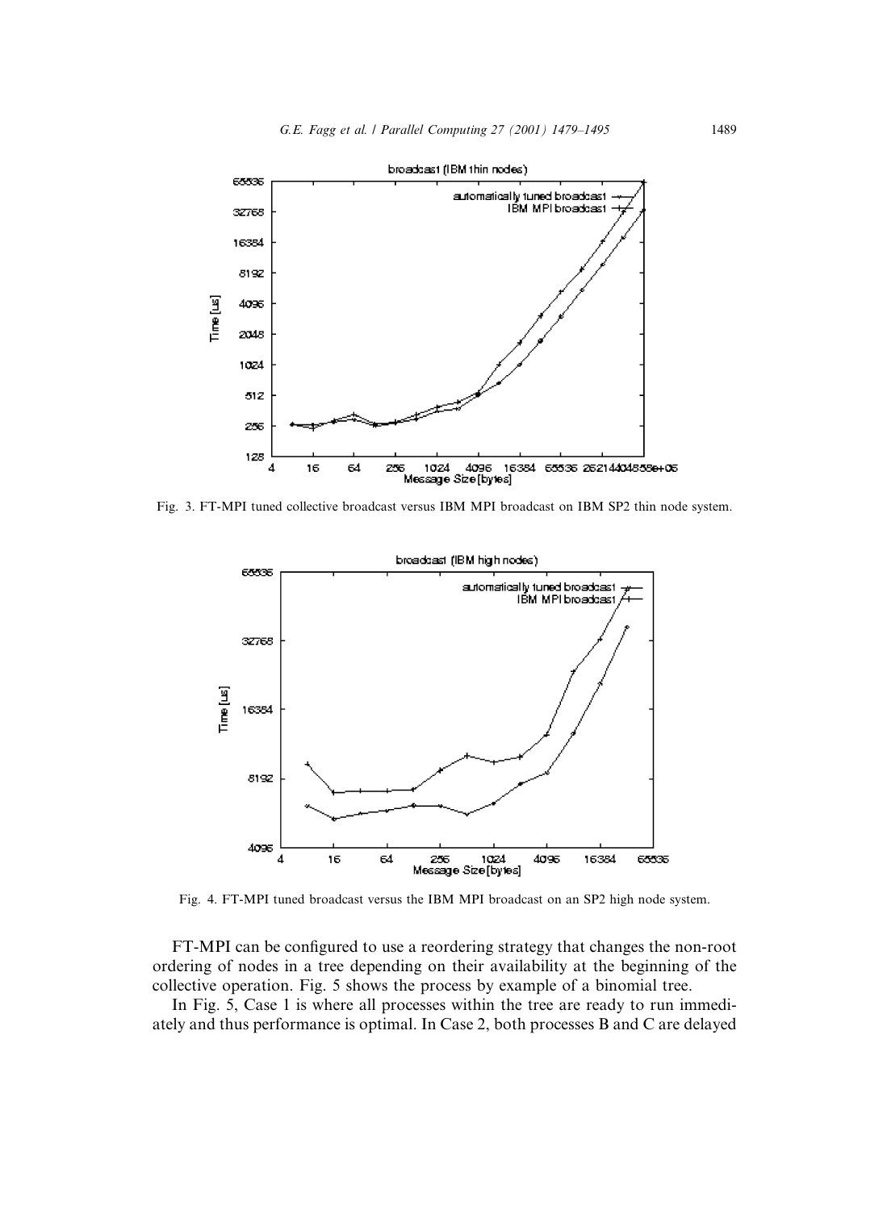Fig. 3. FT-MPI tuned collective broadcast versus IBM MPI broadcast on IBM SP2 thin node system.

Fig. 4. FT-MPI tuned broadcast versus the IBM MPI broadcast on an SP2 high node system.

FT-MPI can be configured to use a reordering strategy that changes the non-root ordering of nodes in a tree depending on their availability at the beginning of the collective operation. Fig. 5 shows the process by example of a binomial tree.

In Fig. 5, Case 1 is where all processes within the tree are ready to run immediately and thus performance is optimal. In Case 2, both processes B and C are delayed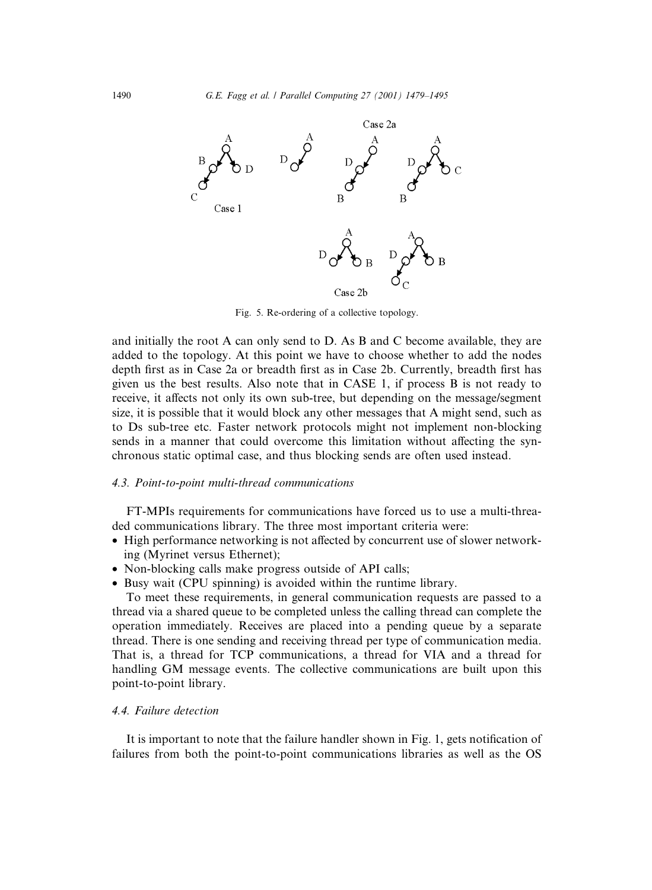Fig. 5. Re-ordering of a collective topology.

and initially the root A can only send to D. As B and C become available, they are added to the topology. At this point we have to choose whether to add the nodes depth first as in Case 2a or breadth first as in Case 2b. Currently, breadth first has given us the best results. Also note that in CASE 1, if process B is not ready to receive, it affects not only its own sub-tree, but depending on the message/segment size, it is possible that it would block any other messages that A might send, such as to Ds sub-tree etc. Faster network protocols might not implement non-blocking sends in a manner that could overcome this limitation without affecting the synchronous static optimal case, and thus blocking sends are often used instead.

### 4.3. Point-to-point multi-thread communications

FT-MPIs requirements for communications have forced us to use a multi-threaded communications library. The three most important criteria were:

- High performance networking is not affected by concurrent use of slower networking (Myrinet versus Ethernet);
- Non-blocking calls make progress outside of API calls;
- Busy wait (CPU spinning) is avoided within the runtime library.

To meet these requirements, in general communication requests are passed to a thread via a shared queue to be completed unless the calling thread can complete the operation immediately. Receives are placed into a pending queue by a separate thread. There is one sending and receiving thread per type of communication media. That is, a thread for TCP communications, a thread for VIA and a thread for handling GM message events. The collective communications are built upon this point-to-point library.

### 4.4. Failure detection

It is important to note that the failure handler shown in Fig. 1, gets notification of failures from both the point-to-point communications libraries as well as the OS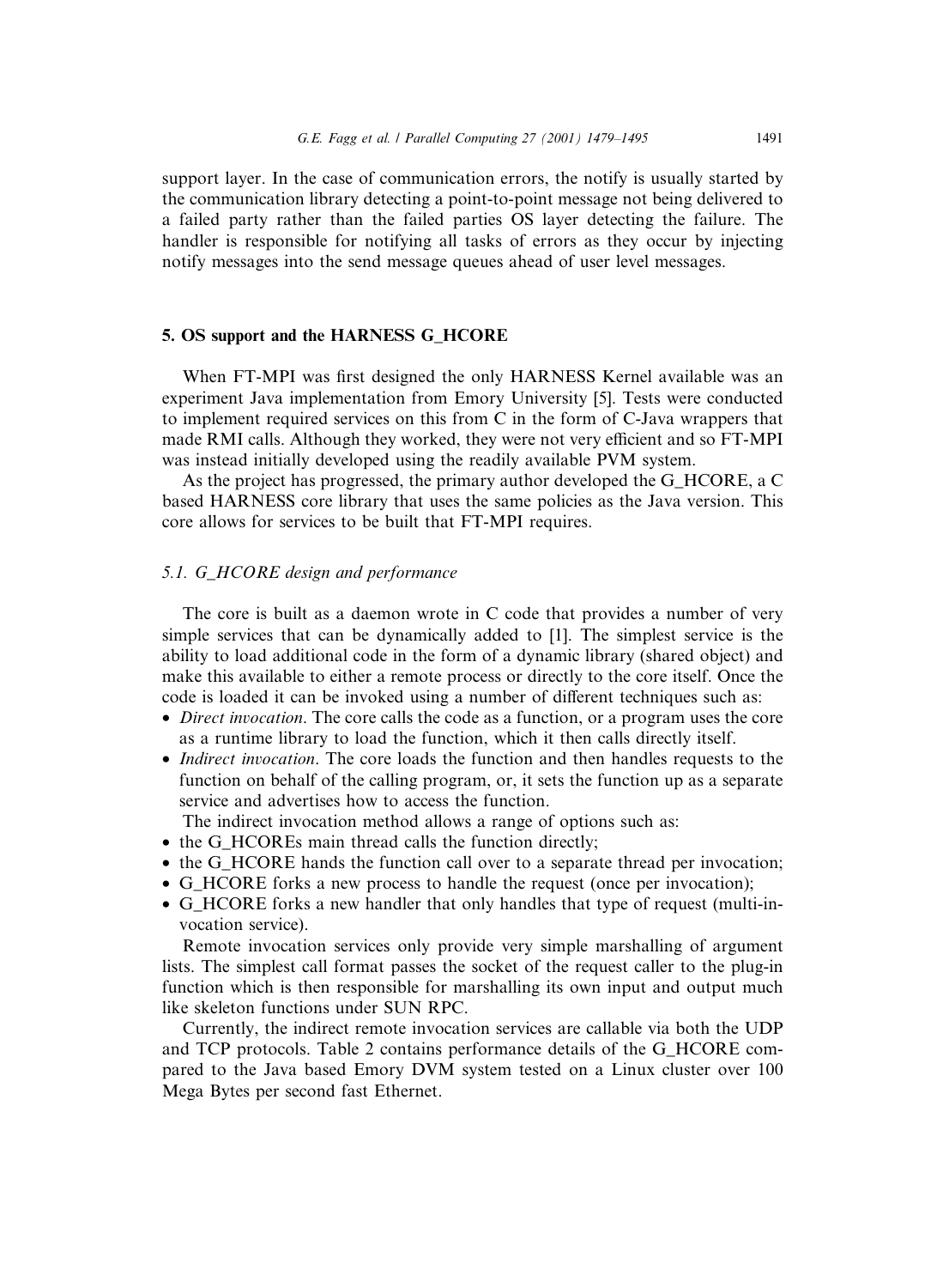support layer. In the case of communication errors, the notify is usually started by the communication library detecting a point-to-point message not being delivered to a failed party rather than the failed parties OS layer detecting the failure. The handler is responsible for notifying all tasks of errors as they occur by injecting notify messages into the send message queues ahead of user level messages.

## 5. OS support and the HARNESS G_HCORE

When FT-MPI was first designed the only HARNESS Kernel available was an experiment Java implementation from Emory University [5]. Tests were conducted to implement required services on this from C in the form of C-Java wrappers that made RMI calls. Although they worked, they were not very efficient and so FT-MPI was instead initially developed using the readily available PVM system.

As the project has progressed, the primary author developed the G_HCORE, a C based HARNESS core library that uses the same policies as the Java version. This core allows for services to be built that FT-MPI requires.

### *5.1. G_HCORE design and performance*

The core is built as a daemon wrote in C code that provides a number of very simple services that can be dynamically added to [1]. The simplest service is the ability to load additional code in the form of a dynamic library (shared object) and make this available to either a remote process or directly to the core itself. Once the code is loaded it can be invoked using a number of different techniques such as:

- *Direct invocation*. The core calls the code as a function, or a program uses the core as a runtime library to load the function, which it then calls directly itself.
- *Indirect invocation*. The core loads the function and then handles requests to the function on behalf of the calling program, or, it sets the function up as a separate service and advertises how to access the function.

The indirect invocation method allows a range of options such as:

- the G_HCOREs main thread calls the function directly;
- the G_HCORE hands the function call over to a separate thread per invocation;
- G_HCORE forks a new process to handle the request (once per invocation);
- G_HCORE forks a new handler that only handles that type of request (multi-invocation service).

Remote invocation services only provide very simple marshalling of argument lists. The simplest call format passes the socket of the request caller to the plug-in function which is then responsible for marshalling its own input and output much like skeleton functions under SUN RPC.

Currently, the indirect remote invocation services are callable via both the UDP and TCP protocols. Table 2 contains performance details of the G_HCORE compared to the Java based Emory DVM system tested on a Linux cluster over 100 Mega Bytes per second fast Ethernet.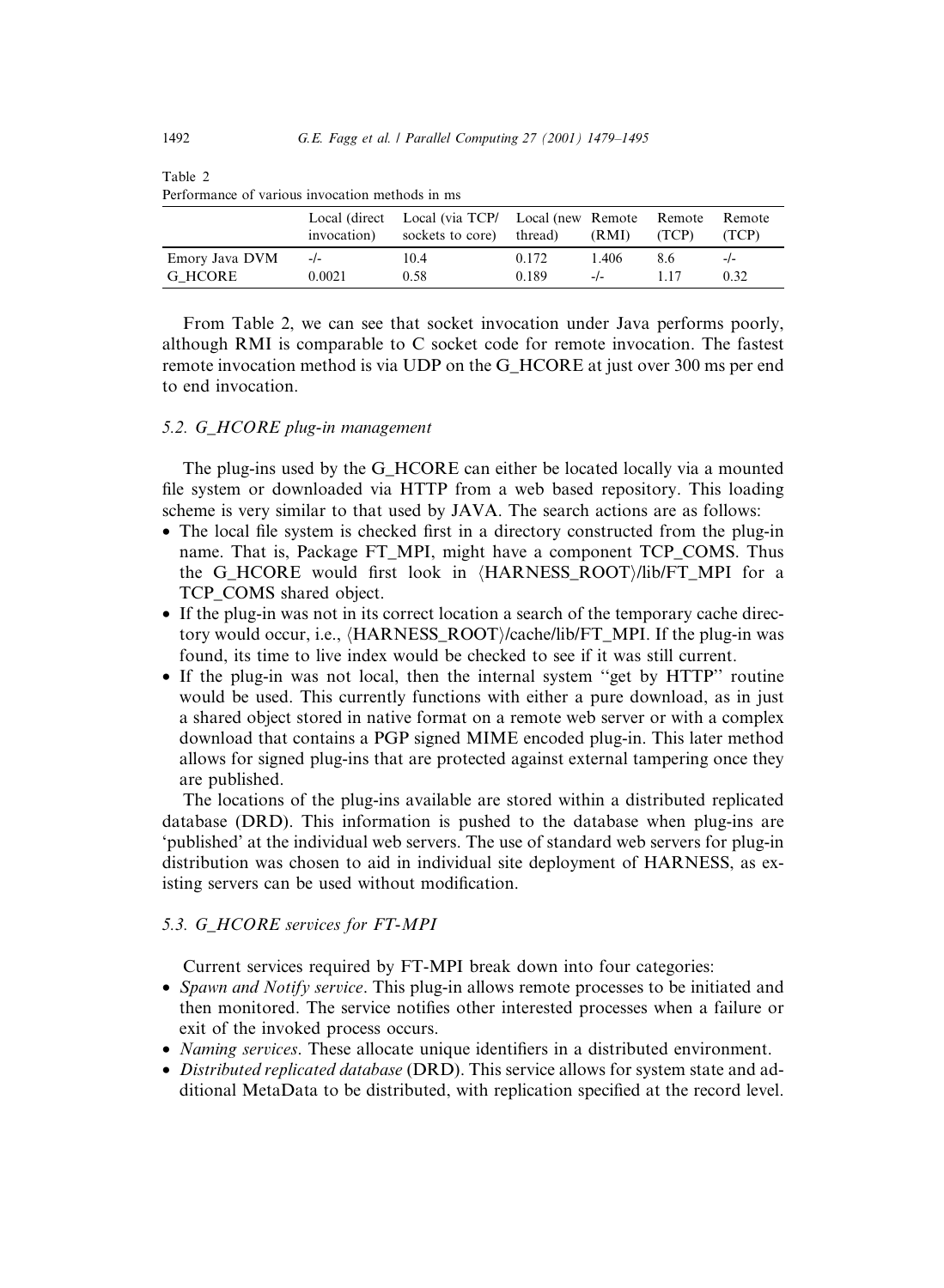Table 2
Performance of various invocation methods in ms

| | Local (direct invocation) | Local (via TCP/ sockets to core) | Local (new thread) | Remote (RMI) | Remote (TCP) | Remote (TCP) |
|---|---|---|---|---|---|---|
| Emory Java DVM | -/- | 10.4 | 0.172 | 1.406 | 8.6 | -/- |
| G_HCORE | 0.0021 | 0.58 | 0.189 | -/- | 1.17 | 0.32 |

From Table 2, we can see that socket invocation under Java performs poorly, although RMI is comparable to C socket code for remote invocation. The fastest remote invocation method is via UDP on the G_HCORE at just over 300 ms per end to end invocation.

### 5.2. G_HCORE plug-in management

The plug-ins used by the G_HCORE can either be located locally via a mounted file system or downloaded via HTTP from a web based repository. This loading scheme is very similar to that used by JAVA. The search actions are as follows:

- The local file system is checked first in a directory constructed from the plug-in name. That is, Package FT_MPI, might have a component TCP_COMS. Thus the G_HCORE would first look in ⟨HARNESS_ROOT⟩/lib/FT_MPI for a TCP_COMS shared object.
- If the plug-in was not in its correct location a search of the temporary cache directory would occur, i.e., ⟨HARNESS_ROOT⟩/cache/lib/FT_MPI. If the plug-in was found, its time to live index would be checked to see if it was still current.
- If the plug-in was not local, then the internal system "get by HTTP" routine would be used. This currently functions with either a pure download, as in just a shared object stored in native format on a remote web server or with a complex download that contains a PGP signed MIME encoded plug-in. This later method allows for signed plug-ins that are protected against external tampering once they are published.

The locations of the plug-ins available are stored within a distributed replicated database (DRD). This information is pushed to the database when plug-ins are 'published' at the individual web servers. The use of standard web servers for plug-in distribution was chosen to aid in individual site deployment of HARNESS, as existing servers can be used without modification.

### 5.3. G_HCORE services for FT-MPI

Current services required by FT-MPI break down into four categories:

- *Spawn and Notify service*. This plug-in allows remote processes to be initiated and then monitored. The service notifies other interested processes when a failure or exit of the invoked process occurs.
- *Naming services*. These allocate unique identifiers in a distributed environment.
- *Distributed replicated database* (DRD). This service allows for system state and additional MetaData to be distributed, with replication specified at the record level.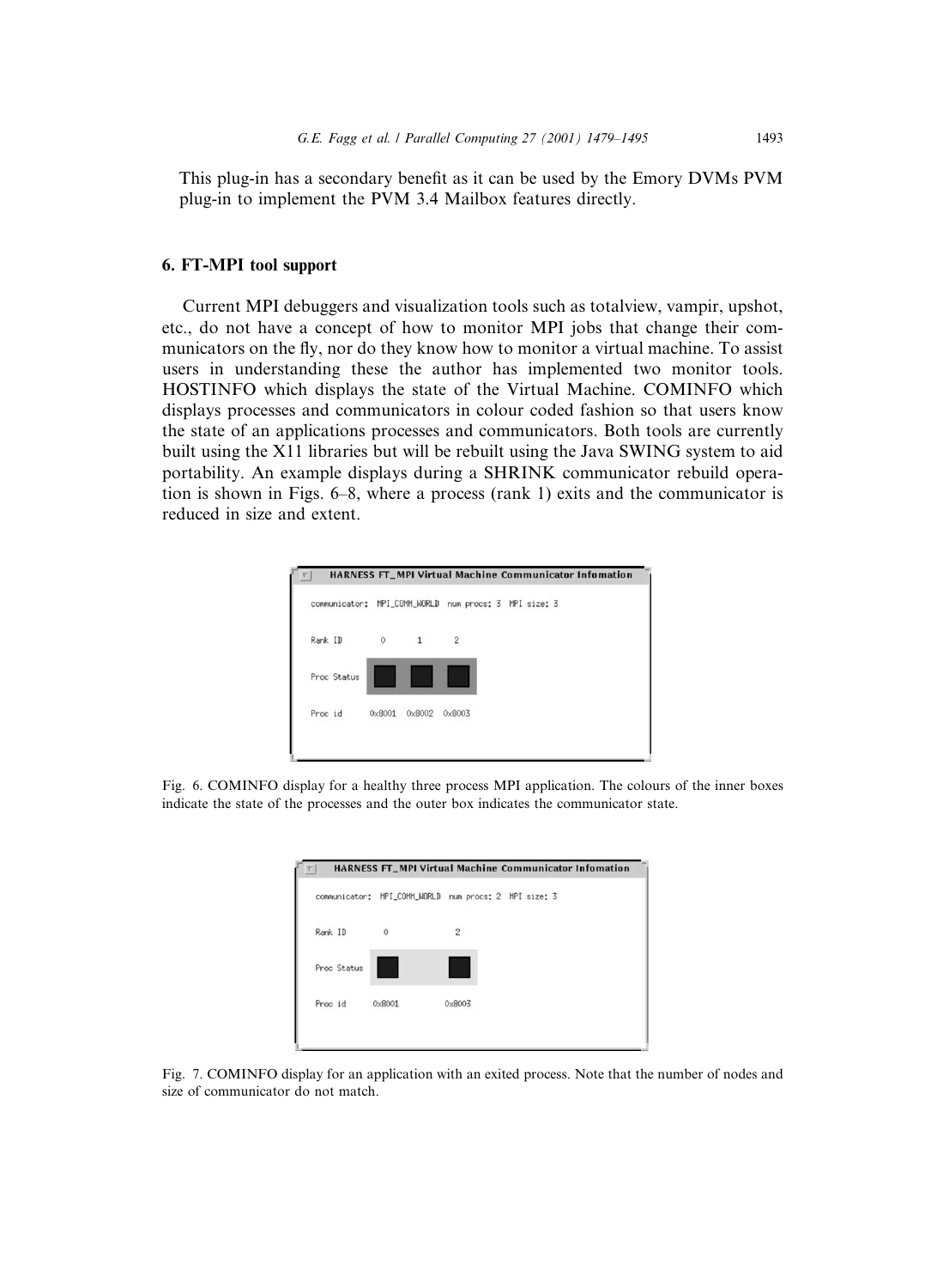This plug-in has a secondary benefit as it can be used by the Emory DVMs PVM plug-in to implement the PVM 3.4 Mailbox features directly.

## 6. FT-MPI tool support

Current MPI debuggers and visualization tools such as totalview, vampir, upshot, etc., do not have a concept of how to monitor MPI jobs that change their communicators on the fly, nor do they know how to monitor a virtual machine. To assist users in understanding these the author has implemented two monitor tools. HOSTINFO which displays the state of the Virtual Machine. COMINFO which displays processes and communicators in colour coded fashion so that users know the state of an applications processes and communicators. Both tools are currently built using the X11 libraries but will be rebuilt using the Java SWING system to aid portability. An example displays during a SHRINK communicator rebuild operation is shown in Figs. 6–8, where a process (rank 1) exits and the communicator is reduced in size and extent.

Fig. 6. COMINFO display for a healthy three process MPI application. The colours of the inner boxes indicate the state of the processes and the outer box indicates the communicator state.

Fig. 7. COMINFO display for an application with an exited process. Note that the number of nodes and size of communicator do not match.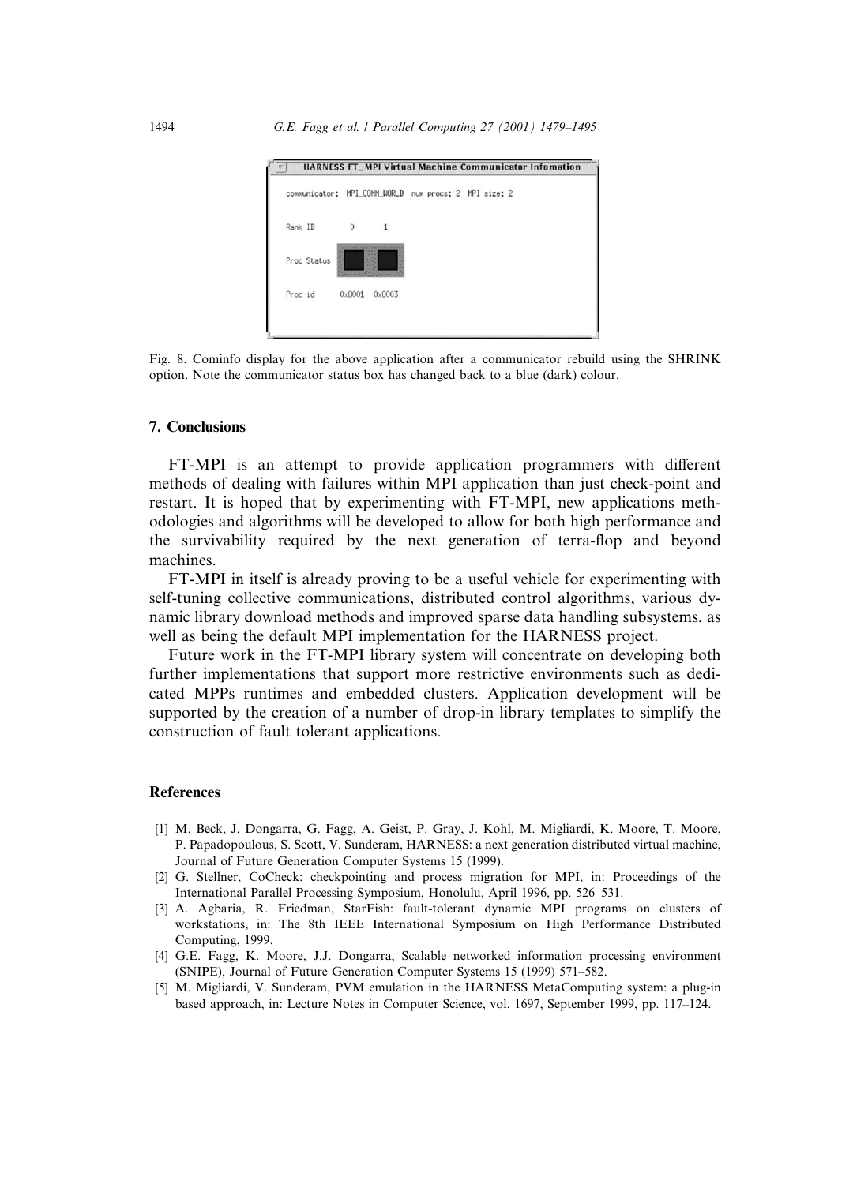Fig. 8. Cominfo display for the above application after a communicator rebuild using the SHRINK option. Note the communicator status box has changed back to a blue (dark) colour.

## 7. Conclusions

FT-MPI is an attempt to provide application programmers with different methods of dealing with failures within MPI application than just check-point and restart. It is hoped that by experimenting with FT-MPI, new applications methodologies and algorithms will be developed to allow for both high performance and the survivability required by the next generation of terra-flop and beyond machines.

FT-MPI in itself is already proving to be a useful vehicle for experimenting with self-tuning collective communications, distributed control algorithms, various dynamic library download methods and improved sparse data handling subsystems, as well as being the default MPI implementation for the HARNESS project.

Future work in the FT-MPI library system will concentrate on developing both further implementations that support more restrictive environments such as dedicated MPPs runtimes and embedded clusters. Application development will be supported by the creation of a number of drop-in library templates to simplify the construction of fault tolerant applications.

## References

[1] M. Beck, J. Dongarra, G. Fagg, A. Geist, P. Gray, J. Kohl, M. Migliardi, K. Moore, T. Moore, P. Papadopoulous, S. Scott, V. Sunderam, HARNESS: a next generation distributed virtual machine, Journal of Future Generation Computer Systems 15 (1999).

[2] G. Stellner, CoCheck: checkpointing and process migration for MPI, in: Proceedings of the International Parallel Processing Symposium, Honolulu, April 1996, pp. 526–531.

[3] A. Agbaria, R. Friedman, StarFish: fault-tolerant dynamic MPI programs on clusters of workstations, in: The 8th IEEE International Symposium on High Performance Distributed Computing, 1999.

[4] G.E. Fagg, K. Moore, J.J. Dongarra, Scalable networked information processing environment (SNIPE), Journal of Future Generation Computer Systems 15 (1999) 571–582.

[5] M. Migliardi, V. Sunderam, PVM emulation in the HARNESS MetaComputing system: a plug-in based approach, in: Lecture Notes in Computer Science, vol. 1697, September 1999, pp. 117–124.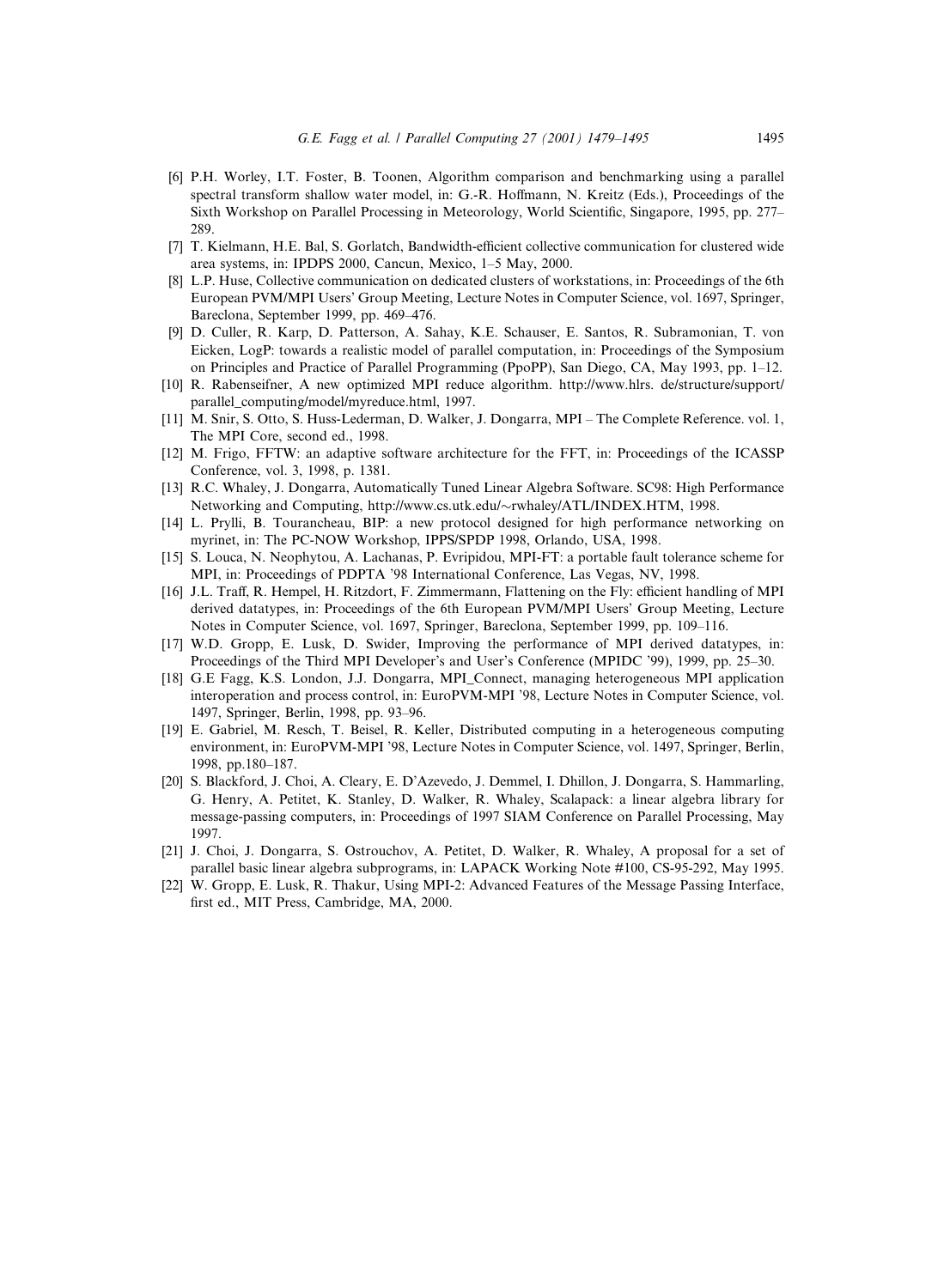[6] P.H. Worley, I.T. Foster, B. Toonen, Algorithm comparison and benchmarking using a parallel spectral transform shallow water model, in: G.-R. Hoffmann, N. Kreitz (Eds.), Proceedings of the Sixth Workshop on Parallel Processing in Meteorology, World Scientific, Singapore, 1995, pp. 277–289.

[7] T. Kielmann, H.E. Bal, S. Gorlatch, Bandwidth-efficient collective communication for clustered wide area systems, in: IPDPS 2000, Cancun, Mexico, 1–5 May, 2000.

[8] L.P. Huse, Collective communication on dedicated clusters of workstations, in: Proceedings of the 6th European PVM/MPI Users' Group Meeting, Lecture Notes in Computer Science, vol. 1697, Springer, Bareclona, September 1999, pp. 469–476.

[9] D. Culler, R. Karp, D. Patterson, A. Sahay, K.E. Schauser, E. Santos, R. Subramonian, T. von Eicken, LogP: towards a realistic model of parallel computation, in: Proceedings of the Symposium on Principles and Practice of Parallel Programming (PpoPP), San Diego, CA, May 1993, pp. 1–12.

[10] R. Rabenseifner, A new optimized MPI reduce algorithm. http://www.hlrs. de/structure/support/parallel_computing/model/myreduce.html, 1997.

[11] M. Snir, S. Otto, S. Huss-Lederman, D. Walker, J. Dongarra, MPI – The Complete Reference. vol. 1, The MPI Core, second ed., 1998.

[12] M. Frigo, FFTW: an adaptive software architecture for the FFT, in: Proceedings of the ICASSP Conference, vol. 3, 1998, p. 1381.

[13] R.C. Whaley, J. Dongarra, Automatically Tuned Linear Algebra Software. SC98: High Performance Networking and Computing, http://www.cs.utk.edu/~rwhaley/ATL/INDEX.HTM, 1998.

[14] L. Prylli, B. Tourancheau, BIP: a new protocol designed for high performance networking on myrinet, in: The PC-NOW Workshop, IPPS/SPDP 1998, Orlando, USA, 1998.

[15] S. Louca, N. Neophytou, A. Lachanas, P. Evripidou, MPI-FT: a portable fault tolerance scheme for MPI, in: Proceedings of PDPTA '98 International Conference, Las Vegas, NV, 1998.

[16] J.L. Traff, R. Hempel, H. Ritzdort, F. Zimmermann, Flattening on the Fly: efficient handling of MPI derived datatypes, in: Proceedings of the 6th European PVM/MPI Users' Group Meeting, Lecture Notes in Computer Science, vol. 1697, Springer, Bareclona, September 1999, pp. 109–116.

[17] W.D. Gropp, E. Lusk, D. Swider, Improving the performance of MPI derived datatypes, in: Proceedings of the Third MPI Developer's and User's Conference (MPIDC '99), 1999, pp. 25–30.

[18] G.E Fagg, K.S. London, J.J. Dongarra, MPI_Connect, managing heterogeneous MPI application interoperation and process control, in: EuroPVM-MPI '98, Lecture Notes in Computer Science, vol. 1497, Springer, Berlin, 1998, pp. 93–96.

[19] E. Gabriel, M. Resch, T. Beisel, R. Keller, Distributed computing in a heterogeneous computing environment, in: EuroPVM-MPI '98, Lecture Notes in Computer Science, vol. 1497, Springer, Berlin, 1998, pp.180–187.

[20] S. Blackford, J. Choi, A. Cleary, E. D'Azevedo, J. Demmel, I. Dhillon, J. Dongarra, S. Hammarling, G. Henry, A. Petitet, K. Stanley, D. Walker, R. Whaley, Scalapack: a linear algebra library for message-passing computers, in: Proceedings of 1997 SIAM Conference on Parallel Processing, May 1997.

[21] J. Choi, J. Dongarra, S. Ostrouchov, A. Petitet, D. Walker, R. Whaley, A proposal for a set of parallel basic linear algebra subprograms, in: LAPACK Working Note #100, CS-95-292, May 1995.

[22] W. Gropp, E. Lusk, R. Thakur, Using MPI-2: Advanced Features of the Message Passing Interface, first ed., MIT Press, Cambridge, MA, 2000.